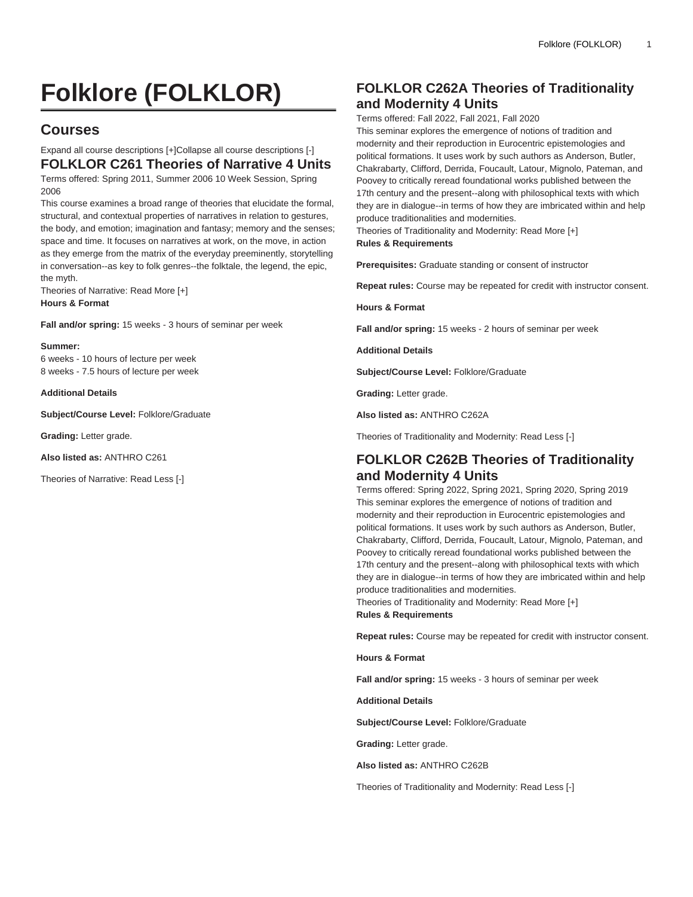# Folklore (FOLKLOR)

## Courses

Expand all course descriptions [+]Collapse all course descriptions [-]

### FOLKLOR C261 Theories of Narrative 4 Units

Terms offered: Spring 2011, Summer 2006 10 Week Session, Spring 2006

This course examines a broad range of theories that elucidate the formal, structural, and contextual properties of narratives in relation to gestures, the body, and emotion; imagination and fantasy; memory and the senses; space and time. It focuses on narratives at work, on the move, in action as they emerge from the matrix of the everyday preeminently, storytelling in conversation--as key to folk genres--the folktale, the legend, the epic, the myth.

Theories of Narrative: Read More [+]

**Hours & Format**

**Fall and/or spring:** 15 weeks - 3 hours of seminar per week

**Summer:**
6 weeks - 10 hours of lecture per week
8 weeks - 7.5 hours of lecture per week

**Additional Details**

**Subject/Course Level:** Folklore/Graduate

**Grading:** Letter grade.

**Also listed as:** ANTHRO C261

Theories of Narrative: Read Less [-]

### FOLKLOR C262A Theories of Traditionality and Modernity 4 Units

Terms offered: Fall 2022, Fall 2021, Fall 2020

This seminar explores the emergence of notions of tradition and modernity and their reproduction in Eurocentric epistemologies and political formations. It uses work by such authors as Anderson, Butler, Chakrabarty, Clifford, Derrida, Foucault, Latour, Mignolo, Pateman, and Poovey to critically reread foundational works published between the 17th century and the present--along with philosophical texts with which they are in dialogue--in terms of how they are imbricated within and help produce traditionalities and modernities.

Theories of Traditionality and Modernity: Read More [+]

**Rules & Requirements**

**Prerequisites:** Graduate standing or consent of instructor

**Repeat rules:** Course may be repeated for credit with instructor consent.

**Hours & Format**

**Fall and/or spring:** 15 weeks - 2 hours of seminar per week

**Additional Details**

**Subject/Course Level:** Folklore/Graduate

**Grading:** Letter grade.

**Also listed as:** ANTHRO C262A

Theories of Traditionality and Modernity: Read Less [-]

### FOLKLOR C262B Theories of Traditionality and Modernity 4 Units

Terms offered: Spring 2022, Spring 2021, Spring 2020, Spring 2019

This seminar explores the emergence of notions of tradition and modernity and their reproduction in Eurocentric epistemologies and political formations. It uses work by such authors as Anderson, Butler, Chakrabarty, Clifford, Derrida, Foucault, Latour, Mignolo, Pateman, and Poovey to critically reread foundational works published between the 17th century and the present--along with philosophical texts with which they are in dialogue--in terms of how they are imbricated within and help produce traditionalities and modernities.

Theories of Traditionality and Modernity: Read More [+]

**Rules & Requirements**

**Repeat rules:** Course may be repeated for credit with instructor consent.

**Hours & Format**

**Fall and/or spring:** 15 weeks - 3 hours of seminar per week

**Additional Details**

**Subject/Course Level:** Folklore/Graduate

**Grading:** Letter grade.

**Also listed as:** ANTHRO C262B

Theories of Traditionality and Modernity: Read Less [-]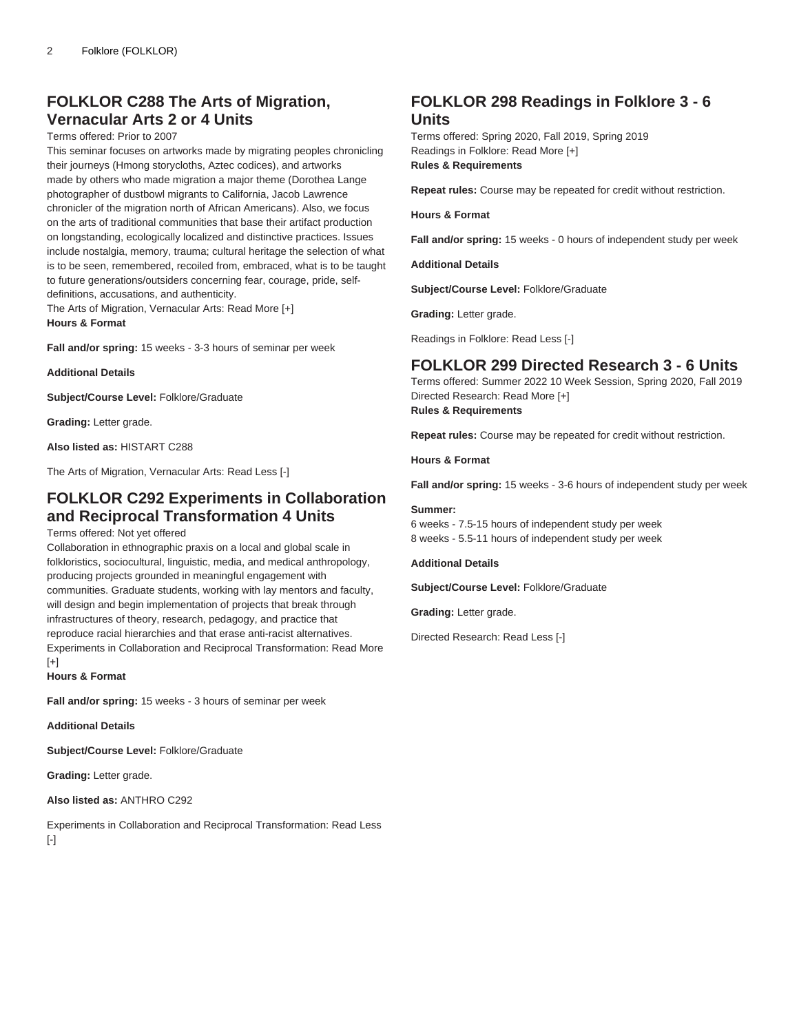## FOLKLOR C288 The Arts of Migration, Vernacular Arts 2 or 4 Units

Terms offered: Prior to 2007

This seminar focuses on artworks made by migrating peoples chronicling their journeys (Hmong storycloths, Aztec codices), and artworks made by others who made migration a major theme (Dorothea Lange photographer of dustbowl migrants to California, Jacob Lawrence chronicler of the migration north of African Americans). Also, we focus on the arts of traditional communities that base their artifact production on longstanding, ecologically localized and distinctive practices. Issues include nostalgia, memory, trauma; cultural heritage the selection of what is to be seen, remembered, recoiled from, embraced, what is to be taught to future generations/outsiders concerning fear, courage, pride, self-definitions, accusations, and authenticity.

The Arts of Migration, Vernacular Arts: Read More [+]

**Hours & Format**

**Fall and/or spring:** 15 weeks - 3-3 hours of seminar per week

**Additional Details**

**Subject/Course Level:** Folklore/Graduate

**Grading:** Letter grade.

**Also listed as:** HISTART C288

The Arts of Migration, Vernacular Arts: Read Less [-]

## FOLKLOR C292 Experiments in Collaboration and Reciprocal Transformation 4 Units

Terms offered: Not yet offered

Collaboration in ethnographic praxis on a local and global scale in folkloristics, sociocultural, linguistic, media, and medical anthropology, producing projects grounded in meaningful engagement with communities. Graduate students, working with lay mentors and faculty, will design and begin implementation of projects that break through infrastructures of theory, research, pedagogy, and practice that reproduce racial hierarchies and that erase anti-racist alternatives.

Experiments in Collaboration and Reciprocal Transformation: Read More [+]

**Hours & Format**

**Fall and/or spring:** 15 weeks - 3 hours of seminar per week

**Additional Details**

**Subject/Course Level:** Folklore/Graduate

**Grading:** Letter grade.

**Also listed as:** ANTHRO C292

Experiments in Collaboration and Reciprocal Transformation: Read Less [-]

## FOLKLOR 298 Readings in Folklore 3 - 6 Units

Terms offered: Spring 2020, Fall 2019, Spring 2019

Readings in Folklore: Read More [+]

**Rules & Requirements**

**Repeat rules:** Course may be repeated for credit without restriction.

**Hours & Format**

**Fall and/or spring:** 15 weeks - 0 hours of independent study per week

**Additional Details**

**Subject/Course Level:** Folklore/Graduate

**Grading:** Letter grade.

Readings in Folklore: Read Less [-]

## FOLKLOR 299 Directed Research 3 - 6 Units

Terms offered: Summer 2022 10 Week Session, Spring 2020, Fall 2019

Directed Research: Read More [+]

**Rules & Requirements**

**Repeat rules:** Course may be repeated for credit without restriction.

**Hours & Format**

**Fall and/or spring:** 15 weeks - 3-6 hours of independent study per week

**Summer:**
6 weeks - 7.5-15 hours of independent study per week
8 weeks - 5.5-11 hours of independent study per week

**Additional Details**

**Subject/Course Level:** Folklore/Graduate

**Grading:** Letter grade.

Directed Research: Read Less [-]